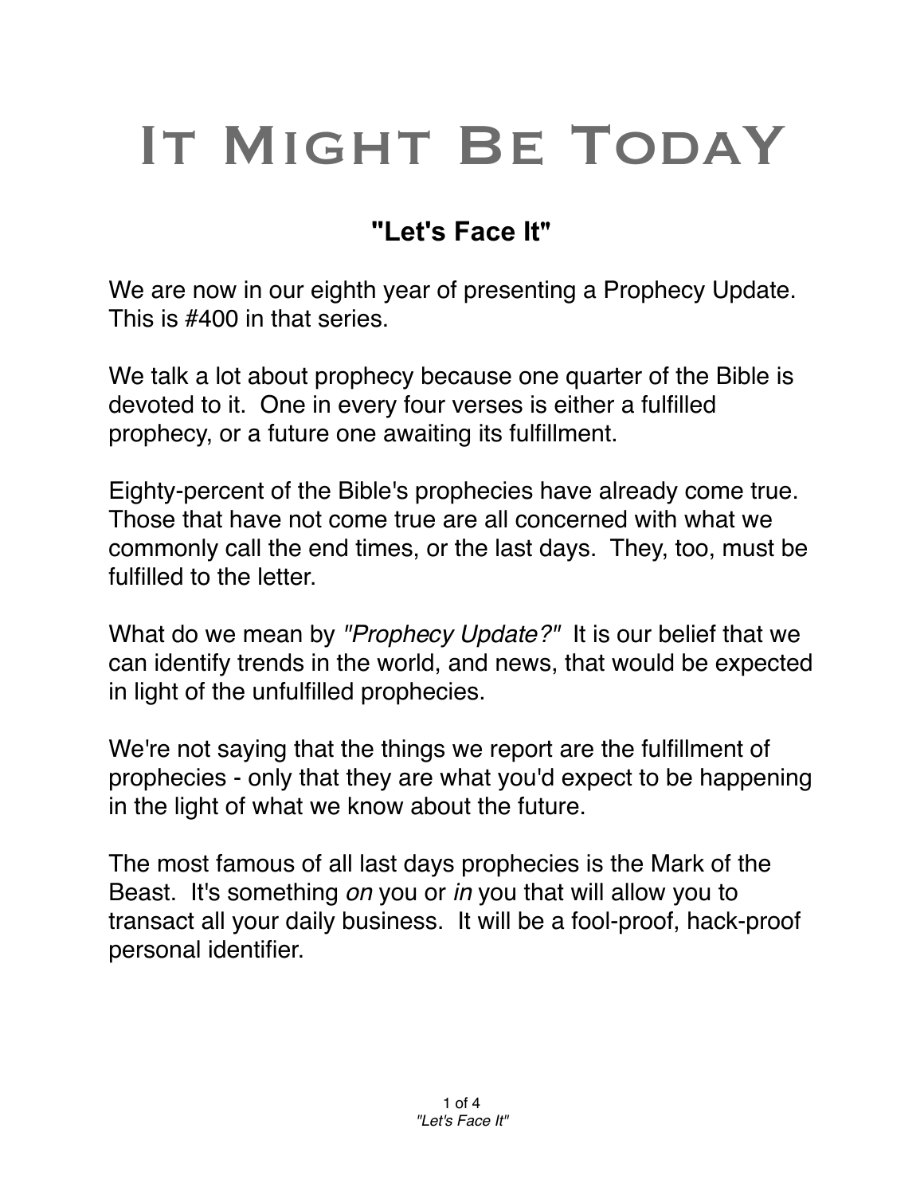# It Might Be TodaY

## "Let's Face It"

We are now in our eighth year of presenting a Prophecy Update. This is #400 in that series.

We talk a lot about prophecy because one quarter of the Bible is devoted to it. One in every four verses is either a fulfilled prophecy, or a future one awaiting its fulfillment.

Eighty-percent of the Bible's prophecies have already come true. Those that have not come true are all concerned with what we commonly call the end times, or the last days. They, too, must be fulfilled to the letter.

What do we mean by *"Prophecy Update?"* It is our belief that we can identify trends in the world, and news, that would be expected in light of the unfulfilled prophecies.

We're not saying that the things we report are the fulfillment of prophecies - only that they are what you'd expect to be happening in the light of what we know about the future.

The most famous of all last days prophecies is the Mark of the Beast. It's something *on* you or *in* you that will allow you to transact all your daily business. It will be a fool-proof, hack-proof personal identifier.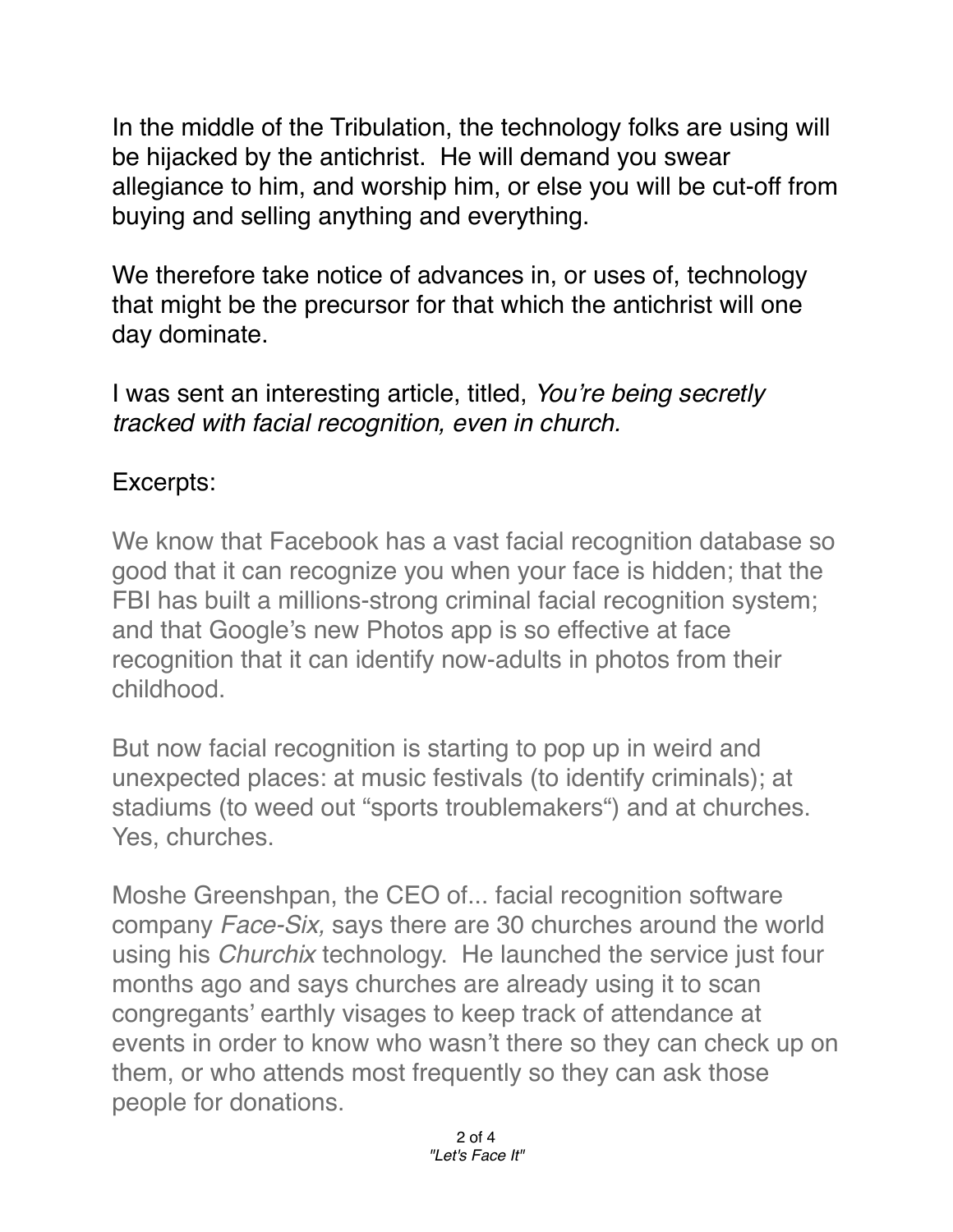In the middle of the Tribulation, the technology folks are using will be hijacked by the antichrist. He will demand you swear allegiance to him, and worship him, or else you will be cut-off from buying and selling anything and everything.

We therefore take notice of advances in, or uses of, technology that might be the precursor for that which the antichrist will one day dominate.

I was sent an interesting article, titled, *You're being secretly tracked with facial recognition, even in church.*

Excerpts:

We know that Facebook has a vast facial recognition database so good that it can recognize you when your face is hidden; that the FBI has built a millions-strong criminal facial recognition system; and that Google's new Photos app is so effective at face recognition that it can identify now-adults in photos from their childhood.

But now facial recognition is starting to pop up in weird and unexpected places: at music festivals (to identify criminals); at stadiums (to weed out "sports troublemakers") and at churches. Yes, churches.

Moshe Greenshpan, the CEO of... facial recognition software company *Face-Six,* says there are 30 churches around the world using his *Churchix* technology. He launched the service just four months ago and says churches are already using it to scan congregants' earthly visages to keep track of attendance at events in order to know who wasn't there so they can check up on them, or who attends most frequently so they can ask those people for donations.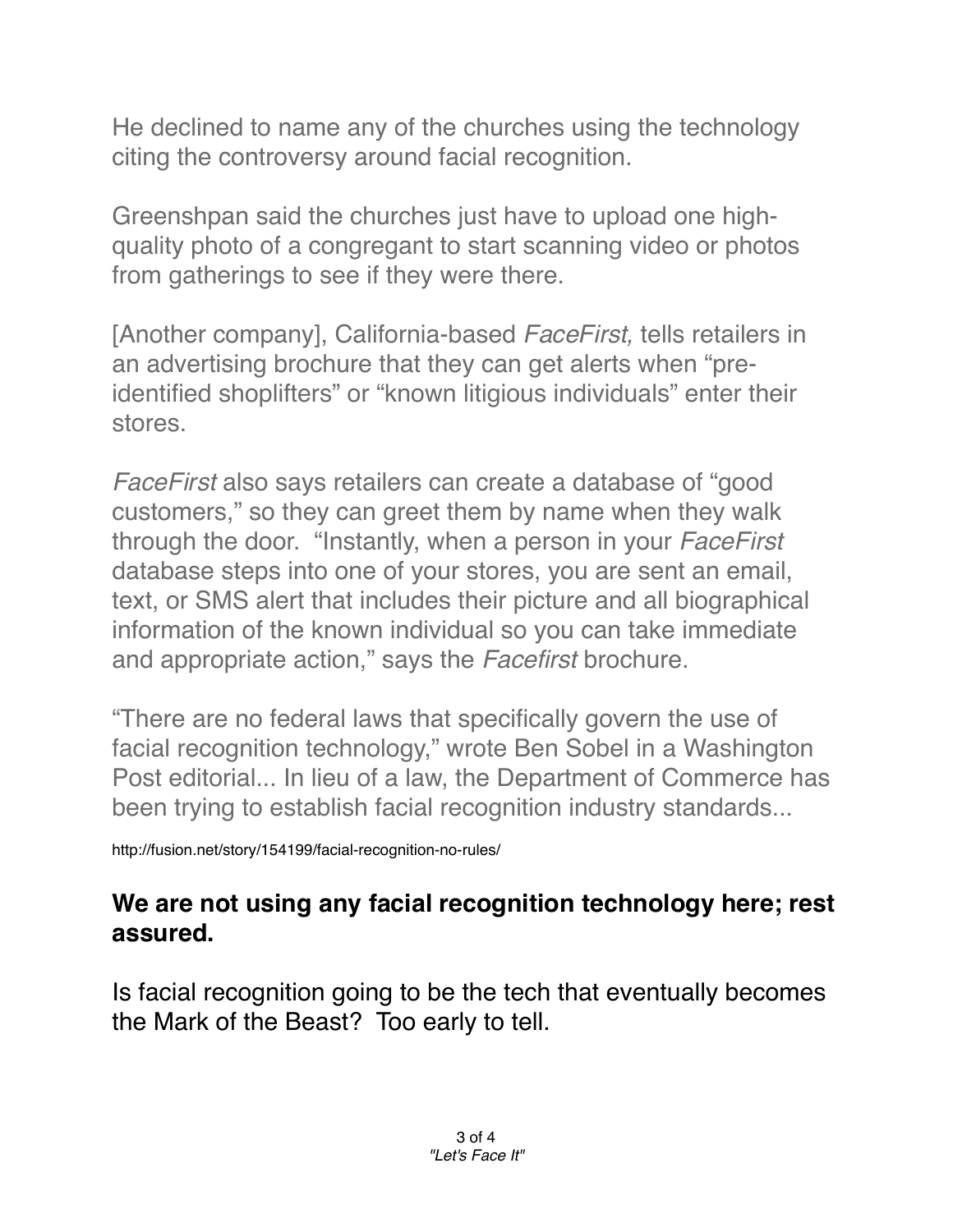He declined to name any of the churches using the technology citing the controversy around facial recognition.

Greenshpan said the churches just have to upload one high-quality photo of a congregant to start scanning video or photos from gatherings to see if they were there.

[Another company], California-based *FaceFirst,* tells retailers in an advertising brochure that they can get alerts when "pre-identified shoplifters" or "known litigious individuals" enter their stores.

*FaceFirst* also says retailers can create a database of "good customers," so they can greet them by name when they walk through the door. "Instantly, when a person in your *FaceFirst* database steps into one of your stores, you are sent an email, text, or SMS alert that includes their picture and all biographical information of the known individual so you can take immediate and appropriate action," says the *Facefirst* brochure.

"There are no federal laws that specifically govern the use of facial recognition technology," wrote Ben Sobel in a Washington Post editorial... In lieu of a law, the Department of Commerce has been trying to establish facial recognition industry standards...

http://fusion.net/story/154199/facial-recognition-no-rules/

**We are not using any facial recognition technology here; rest assured.**

Is facial recognition going to be the tech that eventually becomes the Mark of the Beast? Too early to tell.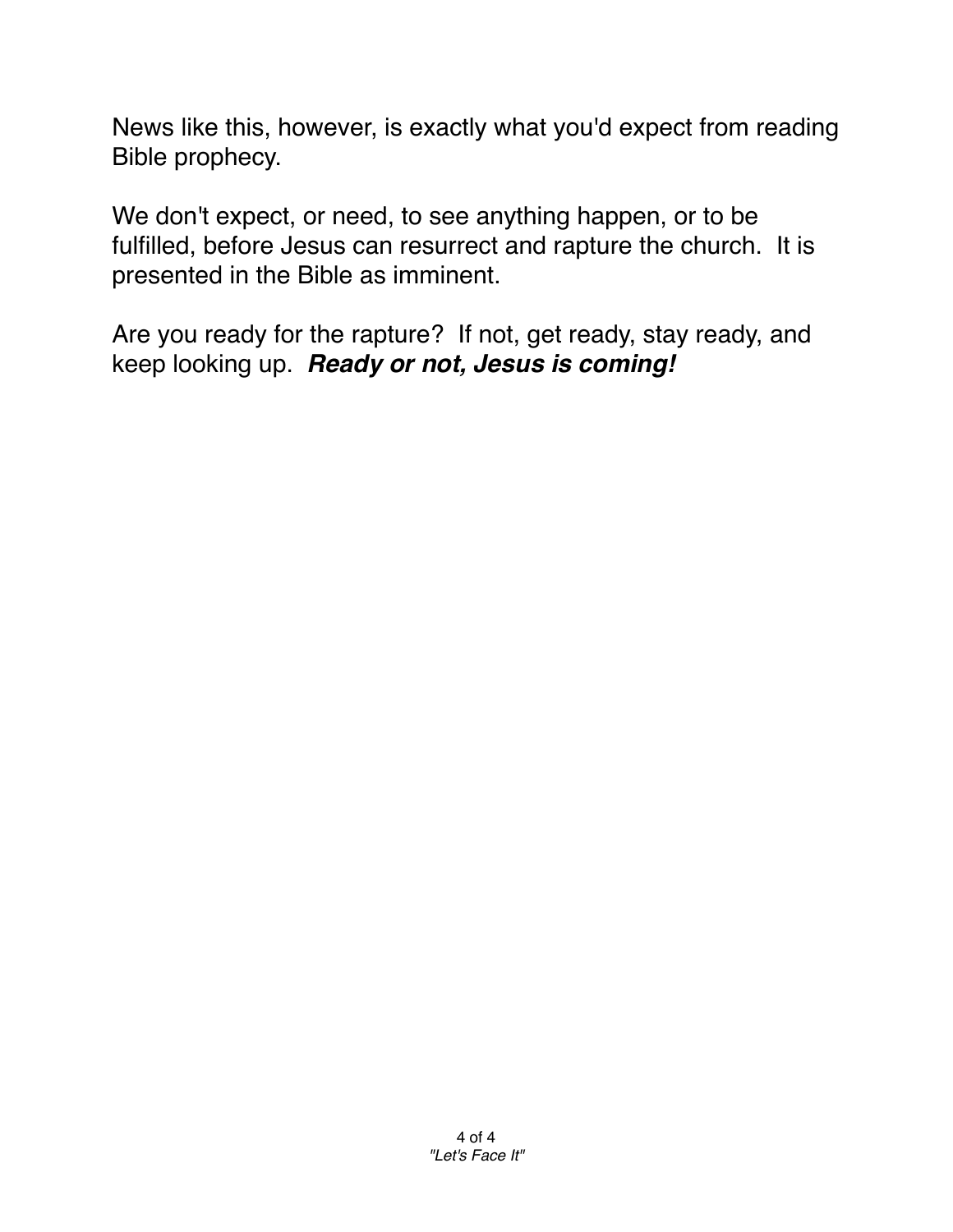News like this, however, is exactly what you'd expect from reading Bible prophecy.

We don't expect, or need, to see anything happen, or to be fulfilled, before Jesus can resurrect and rapture the church. It is presented in the Bible as imminent.

Are you ready for the rapture? If not, get ready, stay ready, and keep looking up. ***Ready or not, Jesus is coming!***